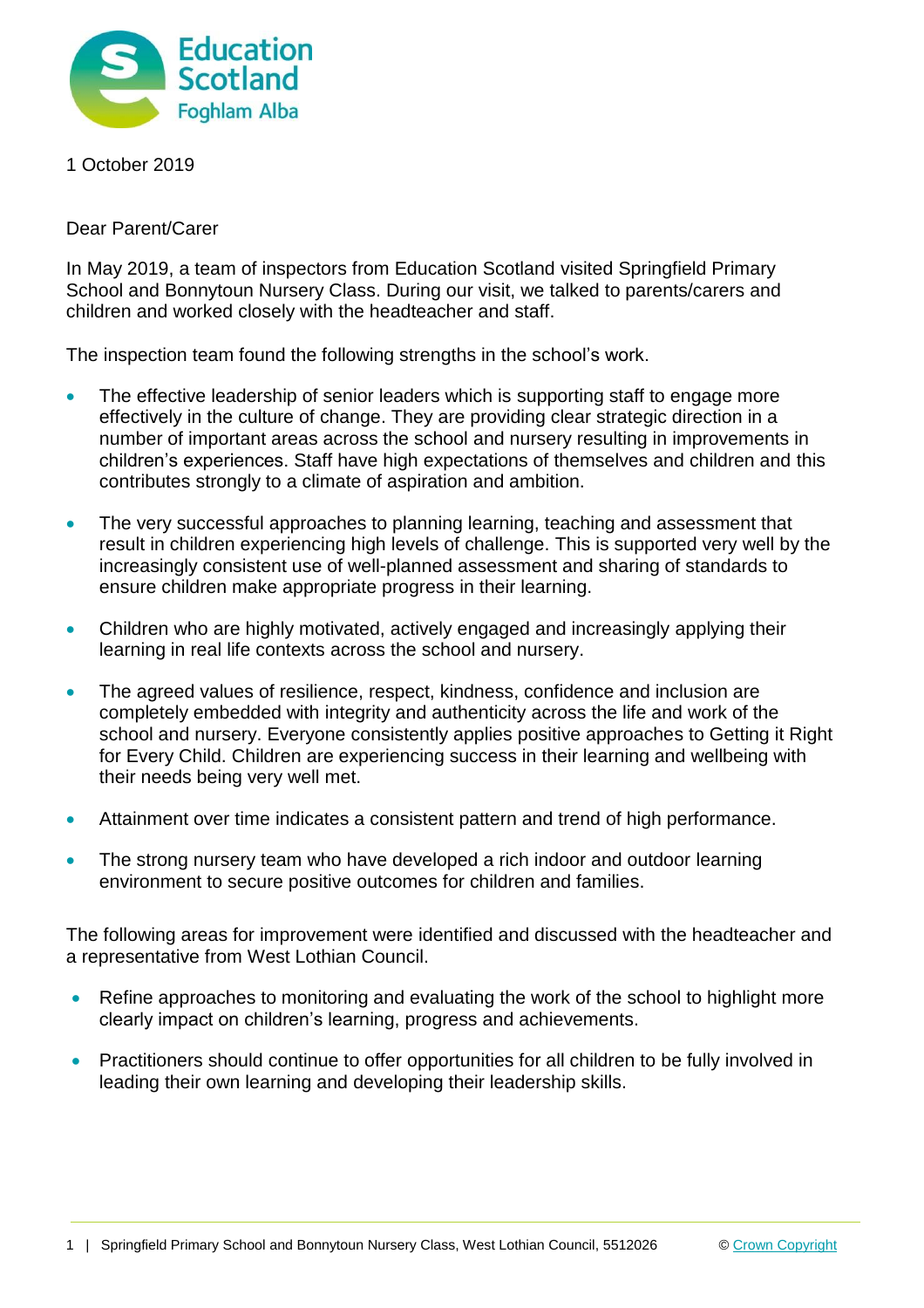Education Scotland
Foghlam Alba

1 October 2019

Dear Parent/Carer

In May 2019, a team of inspectors from Education Scotland visited Springfield Primary School and Bonnytoun Nursery Class. During our visit, we talked to parents/carers and children and worked closely with the headteacher and staff.

The inspection team found the following strengths in the school's work.

- The effective leadership of senior leaders which is supporting staff to engage more effectively in the culture of change. They are providing clear strategic direction in a number of important areas across the school and nursery resulting in improvements in children's experiences. Staff have high expectations of themselves and children and this contributes strongly to a climate of aspiration and ambition.
- The very successful approaches to planning learning, teaching and assessment that result in children experiencing high levels of challenge. This is supported very well by the increasingly consistent use of well-planned assessment and sharing of standards to ensure children make appropriate progress in their learning.
- Children who are highly motivated, actively engaged and increasingly applying their learning in real life contexts across the school and nursery.
- The agreed values of resilience, respect, kindness, confidence and inclusion are completely embedded with integrity and authenticity across the life and work of the school and nursery. Everyone consistently applies positive approaches to Getting it Right for Every Child. Children are experiencing success in their learning and wellbeing with their needs being very well met.
- Attainment over time indicates a consistent pattern and trend of high performance.
- The strong nursery team who have developed a rich indoor and outdoor learning environment to secure positive outcomes for children and families.

The following areas for improvement were identified and discussed with the headteacher and a representative from West Lothian Council.

- Refine approaches to monitoring and evaluating the work of the school to highlight more clearly impact on children's learning, progress and achievements.
- Practitioners should continue to offer opportunities for all children to be fully involved in leading their own learning and developing their leadership skills.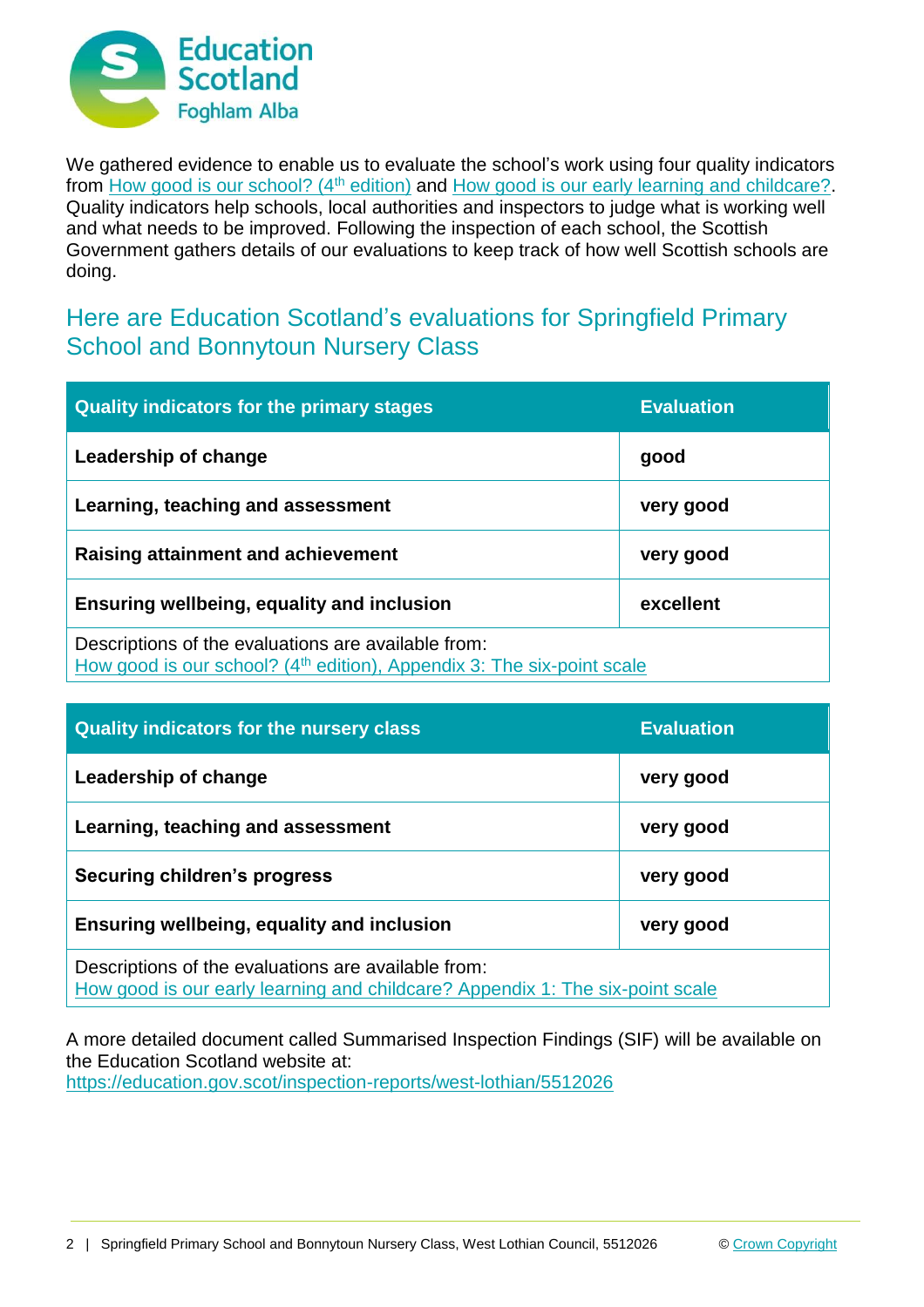We gathered evidence to enable us to evaluate the school's work using four quality indicators from How good is our school? (4th edition) and How good is our early learning and childcare?. Quality indicators help schools, local authorities and inspectors to judge what is working well and what needs to be improved. Following the inspection of each school, the Scottish Government gathers details of our evaluations to keep track of how well Scottish schools are doing.

## Here are Education Scotland's evaluations for Springfield Primary School and Bonnytoun Nursery Class

| Quality indicators for the primary stages | Evaluation |
|---|---|
| **Leadership of change** | **good** |
| **Learning, teaching and assessment** | **very good** |
| **Raising attainment and achievement** | **very good** |
| **Ensuring wellbeing, equality and inclusion** | **excellent** |
| Descriptions of the evaluations are available from: How good is our school? (4th edition), Appendix 3: The six-point scale | |

| Quality indicators for the nursery class | Evaluation |
|---|---|
| **Leadership of change** | **very good** |
| **Learning, teaching and assessment** | **very good** |
| **Securing children's progress** | **very good** |
| **Ensuring wellbeing, equality and inclusion** | **very good** |
| Descriptions of the evaluations are available from: How good is our early learning and childcare? Appendix 1: The six-point scale | |

A more detailed document called Summarised Inspection Findings (SIF) will be available on the Education Scotland website at:
https://education.gov.scot/inspection-reports/west-lothian/5512026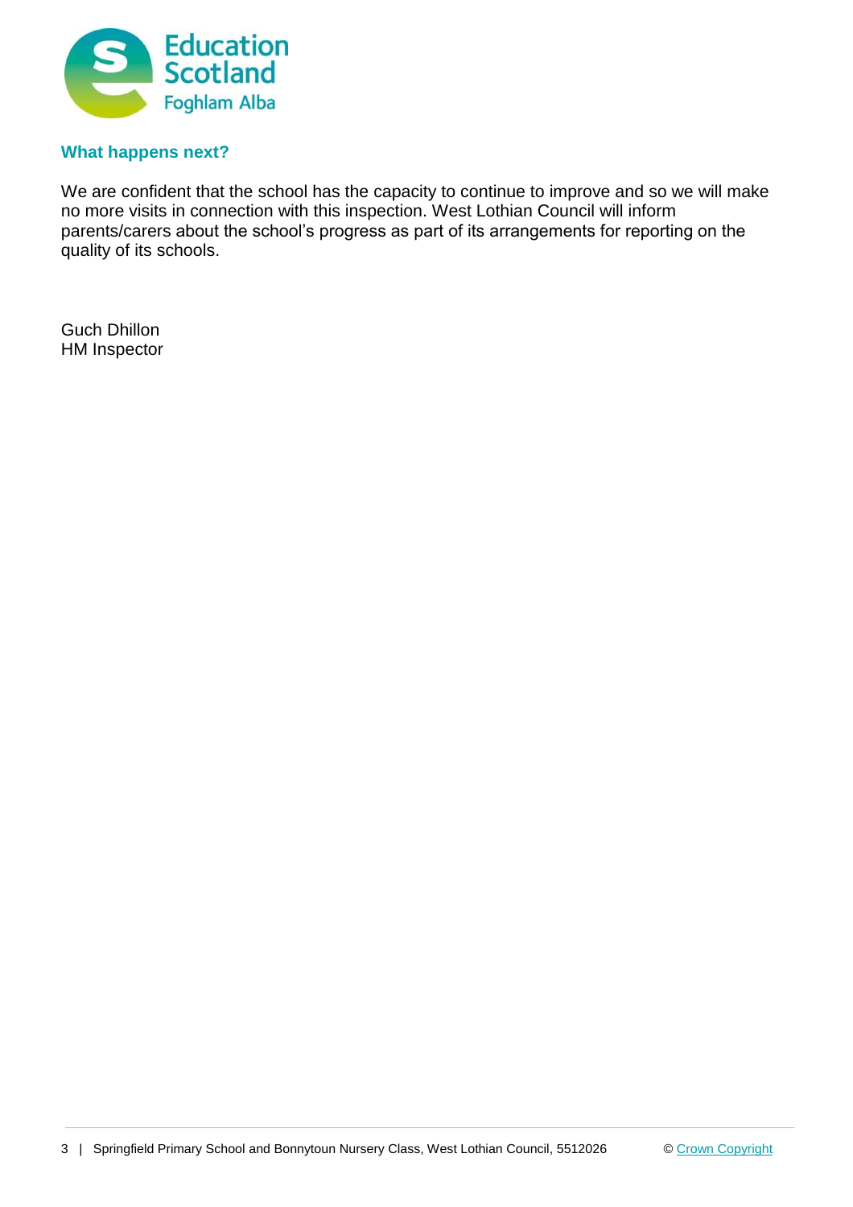## What happens next?

We are confident that the school has the capacity to continue to improve and so we will make no more visits in connection with this inspection. West Lothian Council will inform parents/carers about the school's progress as part of its arrangements for reporting on the quality of its schools.

Guch Dhillon
HM Inspector